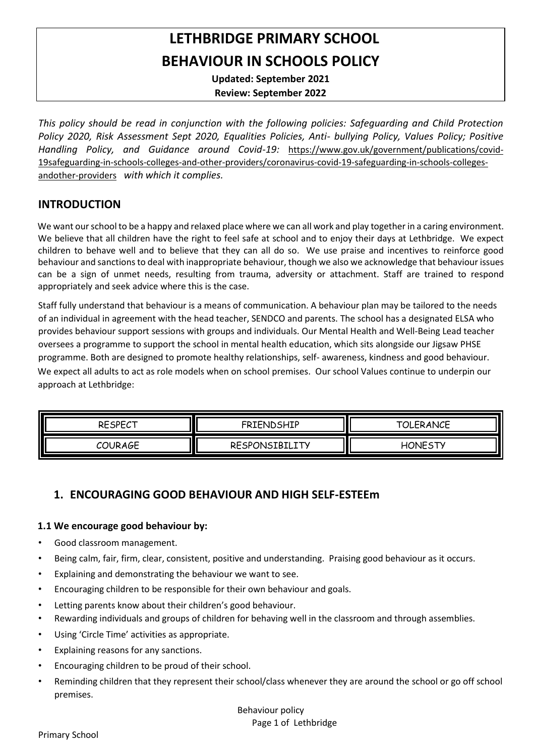# LETHBRIDGE PRIMARY SCHOOL
# BEHAVIOUR IN SCHOOLS POLICY

**Updated: September 2021**
**Review: September 2022**

*This policy should be read in conjunction with the following policies: Safeguarding and Child Protection Policy 2020, Risk Assessment Sept 2020, Equalities Policies, Anti- bullying Policy, Values Policy; Positive Handling Policy, and Guidance around Covid-19:* https://www.gov.uk/government/publications/covid-19safeguarding-in-schools-colleges-and-other-providers/coronavirus-covid-19-safeguarding-in-schools-colleges-andother-providers *with which it complies.*

## INTRODUCTION

We want our school to be a happy and relaxed place where we can all work and play together in a caring environment. We believe that all children have the right to feel safe at school and to enjoy their days at Lethbridge. We expect children to behave well and to believe that they can all do so. We use praise and incentives to reinforce good behaviour and sanctions to deal with inappropriate behaviour, though we also we acknowledge that behaviour issues can be a sign of unmet needs, resulting from trauma, adversity or attachment. Staff are trained to respond appropriately and seek advice where this is the case.

Staff fully understand that behaviour is a means of communication. A behaviour plan may be tailored to the needs of an individual in agreement with the head teacher, SENDCO and parents. The school has a designated ELSA who provides behaviour support sessions with groups and individuals. Our Mental Health and Well-Being Lead teacher oversees a programme to support the school in mental health education, which sits alongside our Jigsaw PHSE programme. Both are designed to promote healthy relationships, self- awareness, kindness and good behaviour. We expect all adults to act as role models when on school premises. Our school Values continue to underpin our approach at Lethbridge:

| RESPECT | FRIENDSHIP | TOLERANCE |
|---|---|---|
| COURAGE | RESPONSIBILITY | HONESTY |

## 1. ENCOURAGING GOOD BEHAVIOUR AND HIGH SELF-ESTEEm

### 1.1 We encourage good behaviour by:

- Good classroom management.
- Being calm, fair, firm, clear, consistent, positive and understanding. Praising good behaviour as it occurs.
- Explaining and demonstrating the behaviour we want to see.
- Encouraging children to be responsible for their own behaviour and goals.
- Letting parents know about their children's good behaviour.
- Rewarding individuals and groups of children for behaving well in the classroom and through assemblies.
- Using 'Circle Time' activities as appropriate.
- Explaining reasons for any sanctions.
- Encouraging children to be proud of their school.
- Reminding children that they represent their school/class whenever they are around the school or go off school premises.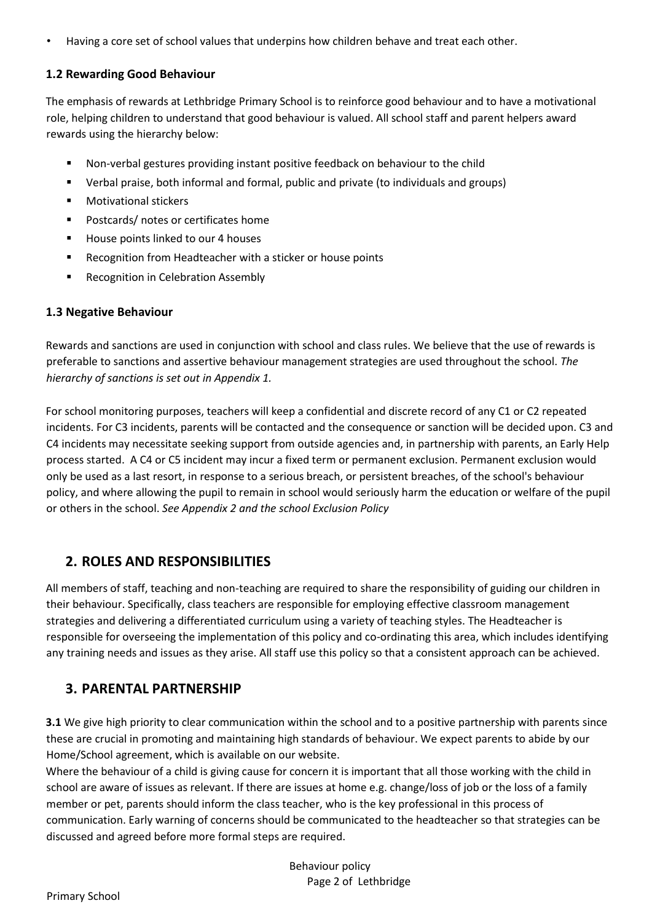- Having a core set of school values that underpins how children behave and treat each other.

### 1.2 Rewarding Good Behaviour

The emphasis of rewards at Lethbridge Primary School is to reinforce good behaviour and to have a motivational role, helping children to understand that good behaviour is valued. All school staff and parent helpers award rewards using the hierarchy below:

- Non-verbal gestures providing instant positive feedback on behaviour to the child
- Verbal praise, both informal and formal, public and private (to individuals and groups)
- Motivational stickers
- Postcards/ notes or certificates home
- House points linked to our 4 houses
- Recognition from Headteacher with a sticker or house points
- Recognition in Celebration Assembly

### 1.3 Negative Behaviour

Rewards and sanctions are used in conjunction with school and class rules. We believe that the use of rewards is preferable to sanctions and assertive behaviour management strategies are used throughout the school. *The hierarchy of sanctions is set out in Appendix 1.*

For school monitoring purposes, teachers will keep a confidential and discrete record of any C1 or C2 repeated incidents. For C3 incidents, parents will be contacted and the consequence or sanction will be decided upon. C3 and C4 incidents may necessitate seeking support from outside agencies and, in partnership with parents, an Early Help process started. A C4 or C5 incident may incur a fixed term or permanent exclusion. Permanent exclusion would only be used as a last resort, in response to a serious breach, or persistent breaches, of the school's behaviour policy, and where allowing the pupil to remain in school would seriously harm the education or welfare of the pupil or others in the school. *See Appendix 2 and the school Exclusion Policy*

## 2. ROLES AND RESPONSIBILITIES

All members of staff, teaching and non-teaching are required to share the responsibility of guiding our children in their behaviour. Specifically, class teachers are responsible for employing effective classroom management strategies and delivering a differentiated curriculum using a variety of teaching styles. The Headteacher is responsible for overseeing the implementation of this policy and co-ordinating this area, which includes identifying any training needs and issues as they arise. All staff use this policy so that a consistent approach can be achieved.

## 3. PARENTAL PARTNERSHIP

**3.1** We give high priority to clear communication within the school and to a positive partnership with parents since these are crucial in promoting and maintaining high standards of behaviour. We expect parents to abide by our Home/School agreement, which is available on our website.
Where the behaviour of a child is giving cause for concern it is important that all those working with the child in school are aware of issues as relevant. If there are issues at home e.g. change/loss of job or the loss of a family member or pet, parents should inform the class teacher, who is the key professional in this process of communication. Early warning of concerns should be communicated to the headteacher so that strategies can be discussed and agreed before more formal steps are required.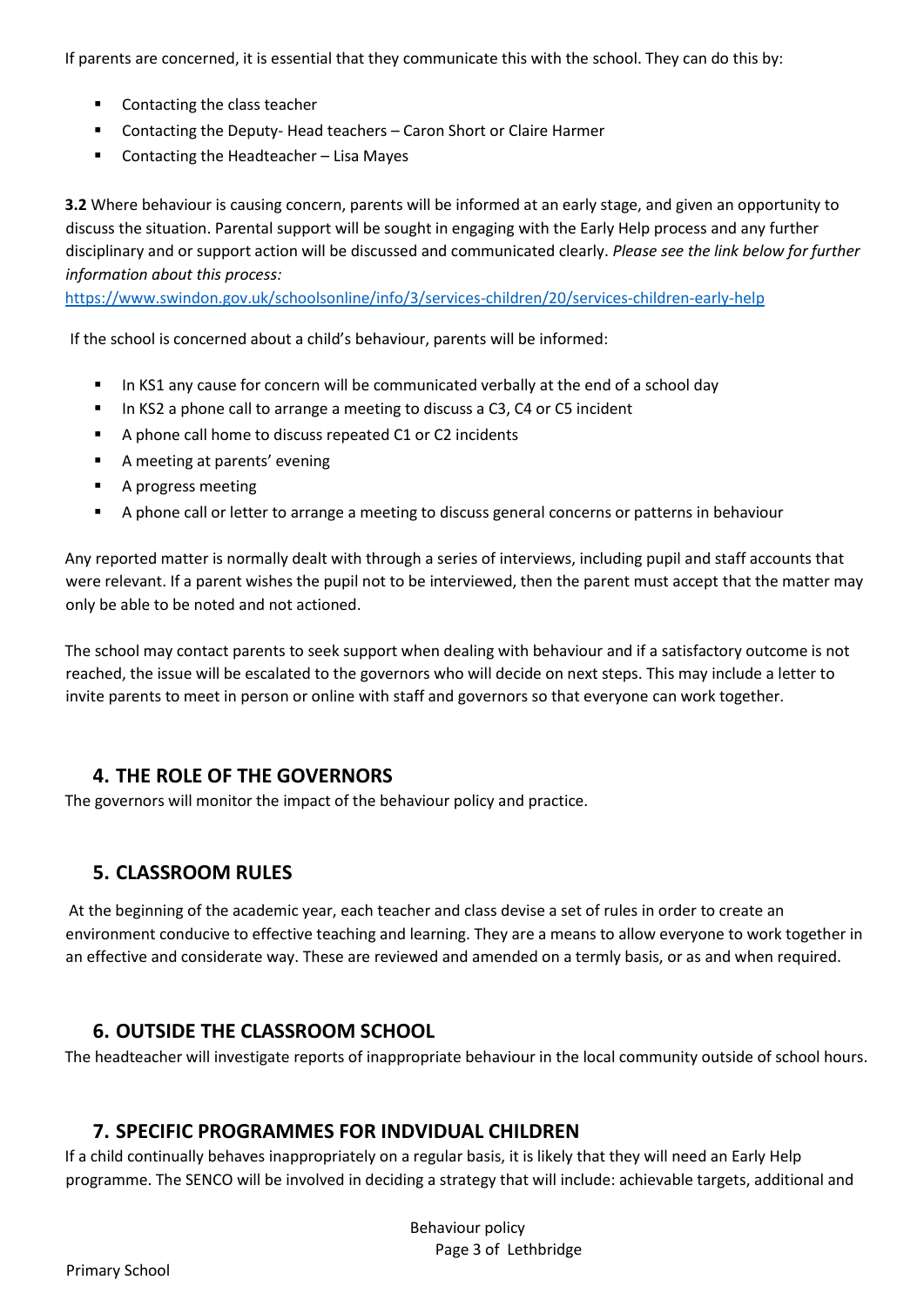If parents are concerned, it is essential that they communicate this with the school. They can do this by:

- Contacting the class teacher
- Contacting the Deputy- Head teachers – Caron Short or Claire Harmer
- Contacting the Headteacher – Lisa Mayes

**3.2** Where behaviour is causing concern, parents will be informed at an early stage, and given an opportunity to discuss the situation. Parental support will be sought in engaging with the Early Help process and any further disciplinary and or support action will be discussed and communicated clearly. *Please see the link below for further information about this process:*

https://www.swindon.gov.uk/schoolsonline/info/3/services-children/20/services-children-early-help

If the school is concerned about a child's behaviour, parents will be informed:

- In KS1 any cause for concern will be communicated verbally at the end of a school day
- In KS2 a phone call to arrange a meeting to discuss a C3, C4 or C5 incident
- A phone call home to discuss repeated C1 or C2 incidents
- A meeting at parents' evening
- A progress meeting
- A phone call or letter to arrange a meeting to discuss general concerns or patterns in behaviour

Any reported matter is normally dealt with through a series of interviews, including pupil and staff accounts that were relevant. If a parent wishes the pupil not to be interviewed, then the parent must accept that the matter may only be able to be noted and not actioned.

The school may contact parents to seek support when dealing with behaviour and if a satisfactory outcome is not reached, the issue will be escalated to the governors who will decide on next steps. This may include a letter to invite parents to meet in person or online with staff and governors so that everyone can work together.

## 4. THE ROLE OF THE GOVERNORS

The governors will monitor the impact of the behaviour policy and practice.

## 5. CLASSROOM RULES

At the beginning of the academic year, each teacher and class devise a set of rules in order to create an environment conducive to effective teaching and learning. They are a means to allow everyone to work together in an effective and considerate way. These are reviewed and amended on a termly basis, or as and when required.

## 6. OUTSIDE THE CLASSROOM SCHOOL

The headteacher will investigate reports of inappropriate behaviour in the local community outside of school hours.

## 7. SPECIFIC PROGRAMMES FOR INDVIDUAL CHILDREN

If a child continually behaves inappropriately on a regular basis, it is likely that they will need an Early Help programme. The SENCO will be involved in deciding a strategy that will include: achievable targets, additional and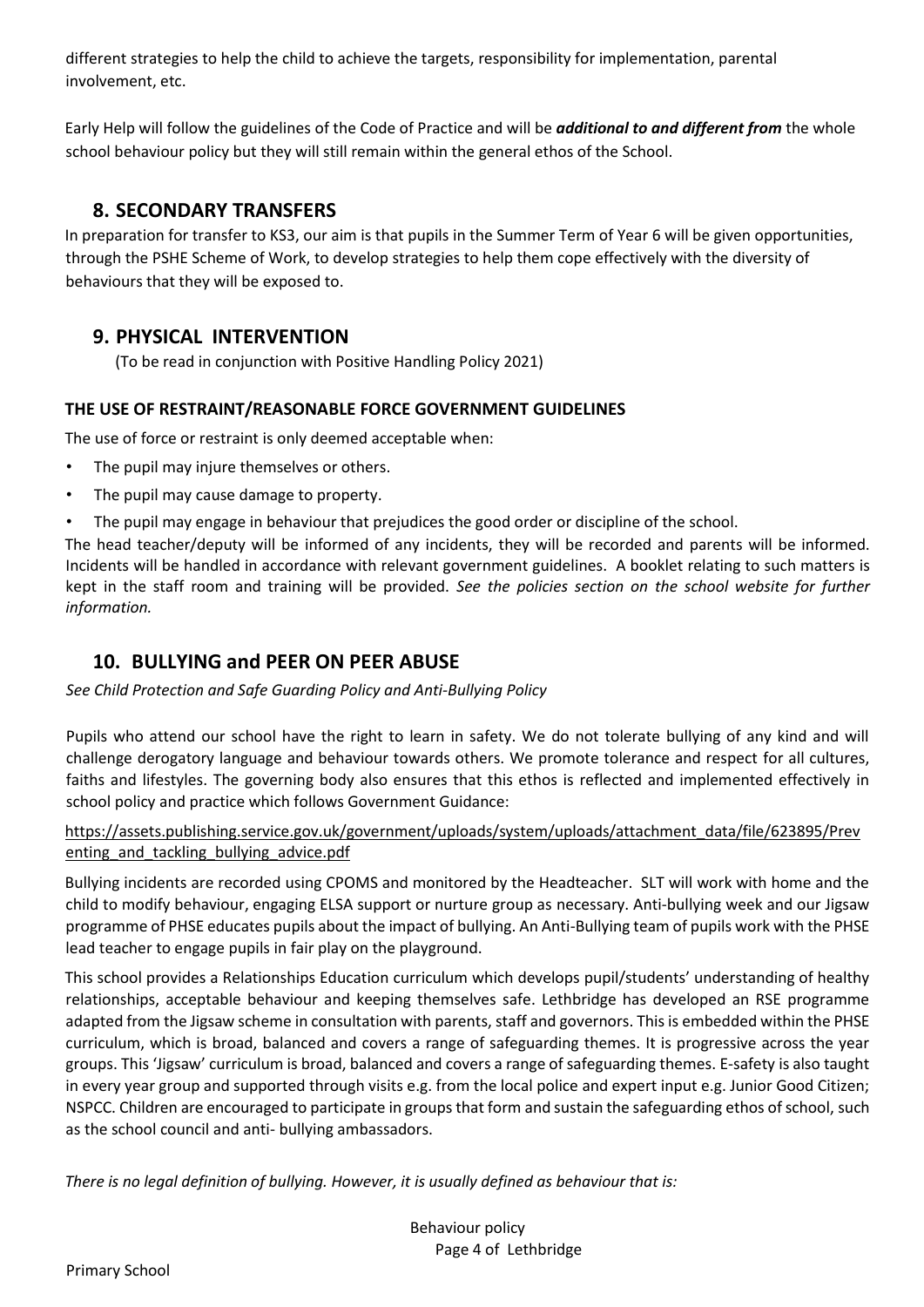different strategies to help the child to achieve the targets, responsibility for implementation, parental involvement, etc.

Early Help will follow the guidelines of the Code of Practice and will be ***additional to and different from*** the whole school behaviour policy but they will still remain within the general ethos of the School.

## 8. SECONDARY TRANSFERS

In preparation for transfer to KS3, our aim is that pupils in the Summer Term of Year 6 will be given opportunities, through the PSHE Scheme of Work, to develop strategies to help them cope effectively with the diversity of behaviours that they will be exposed to.

## 9. PHYSICAL INTERVENTION

(To be read in conjunction with Positive Handling Policy 2021)

### THE USE OF RESTRAINT/REASONABLE FORCE GOVERNMENT GUIDELINES

The use of force or restraint is only deemed acceptable when:

- The pupil may injure themselves or others.
- The pupil may cause damage to property.
- The pupil may engage in behaviour that prejudices the good order or discipline of the school.

The head teacher/deputy will be informed of any incidents, they will be recorded and parents will be informed. Incidents will be handled in accordance with relevant government guidelines. A booklet relating to such matters is kept in the staff room and training will be provided. *See the policies section on the school website for further information.*

## 10. BULLYING and PEER ON PEER ABUSE

*See Child Protection and Safe Guarding Policy and Anti-Bullying Policy*

Pupils who attend our school have the right to learn in safety. We do not tolerate bullying of any kind and will challenge derogatory language and behaviour towards others. We promote tolerance and respect for all cultures, faiths and lifestyles. The governing body also ensures that this ethos is reflected and implemented effectively in school policy and practice which follows Government Guidance:

https://assets.publishing.service.gov.uk/government/uploads/system/uploads/attachment_data/file/623895/Preventing_and_tackling_bullying_advice.pdf

Bullying incidents are recorded using CPOMS and monitored by the Headteacher. SLT will work with home and the child to modify behaviour, engaging ELSA support or nurture group as necessary. Anti-bullying week and our Jigsaw programme of PHSE educates pupils about the impact of bullying. An Anti-Bullying team of pupils work with the PHSE lead teacher to engage pupils in fair play on the playground.

This school provides a Relationships Education curriculum which develops pupil/students' understanding of healthy relationships, acceptable behaviour and keeping themselves safe. Lethbridge has developed an RSE programme adapted from the Jigsaw scheme in consultation with parents, staff and governors. This is embedded within the PHSE curriculum, which is broad, balanced and covers a range of safeguarding themes. It is progressive across the year groups. This 'Jigsaw' curriculum is broad, balanced and covers a range of safeguarding themes. E-safety is also taught in every year group and supported through visits e.g. from the local police and expert input e.g. Junior Good Citizen; NSPCC. Children are encouraged to participate in groups that form and sustain the safeguarding ethos of school, such as the school council and anti- bullying ambassadors.

*There is no legal definition of bullying. However, it is usually defined as behaviour that is:*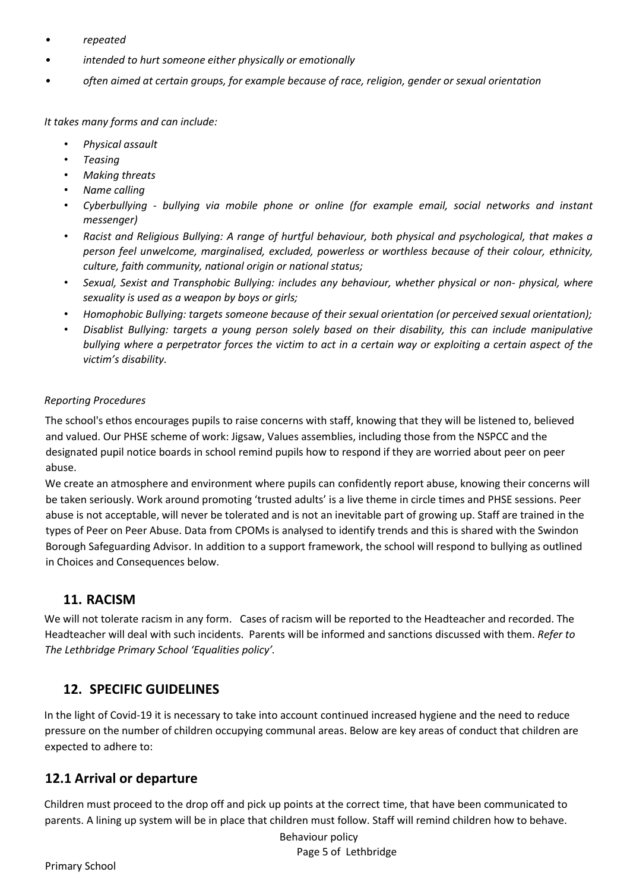- *repeated*
- *intended to hurt someone either physically or emotionally*
- *often aimed at certain groups, for example because of race, religion, gender or sexual orientation*

*It takes many forms and can include:*

- *Physical assault*
- *Teasing*
- *Making threats*
- *Name calling*
- *Cyberbullying - bullying via mobile phone or online (for example email, social networks and instant messenger)*
- *Racist and Religious Bullying: A range of hurtful behaviour, both physical and psychological, that makes a person feel unwelcome, marginalised, excluded, powerless or worthless because of their colour, ethnicity, culture, faith community, national origin or national status;*
- *Sexual, Sexist and Transphobic Bullying: includes any behaviour, whether physical or non- physical, where sexuality is used as a weapon by boys or girls;*
- *Homophobic Bullying: targets someone because of their sexual orientation (or perceived sexual orientation);*
- *Disablist Bullying: targets a young person solely based on their disability, this can include manipulative bullying where a perpetrator forces the victim to act in a certain way or exploiting a certain aspect of the victim's disability.*

*Reporting Procedures*

The school's ethos encourages pupils to raise concerns with staff, knowing that they will be listened to, believed and valued. Our PHSE scheme of work: Jigsaw, Values assemblies, including those from the NSPCC and the designated pupil notice boards in school remind pupils how to respond if they are worried about peer on peer abuse.

We create an atmosphere and environment where pupils can confidently report abuse, knowing their concerns will be taken seriously. Work around promoting 'trusted adults' is a live theme in circle times and PHSE sessions. Peer abuse is not acceptable, will never be tolerated and is not an inevitable part of growing up. Staff are trained in the types of Peer on Peer Abuse. Data from CPOMs is analysed to identify trends and this is shared with the Swindon Borough Safeguarding Advisor. In addition to a support framework, the school will respond to bullying as outlined in Choices and Consequences below.

## 11. RACISM

We will not tolerate racism in any form. Cases of racism will be reported to the Headteacher and recorded. The Headteacher will deal with such incidents. Parents will be informed and sanctions discussed with them. *Refer to The Lethbridge Primary School 'Equalities policy'.*

## 12. SPECIFIC GUIDELINES

In the light of Covid-19 it is necessary to take into account continued increased hygiene and the need to reduce pressure on the number of children occupying communal areas. Below are key areas of conduct that children are expected to adhere to:

## 12.1 Arrival or departure

Children must proceed to the drop off and pick up points at the correct time, that have been communicated to parents. A lining up system will be in place that children must follow. Staff will remind children how to behave.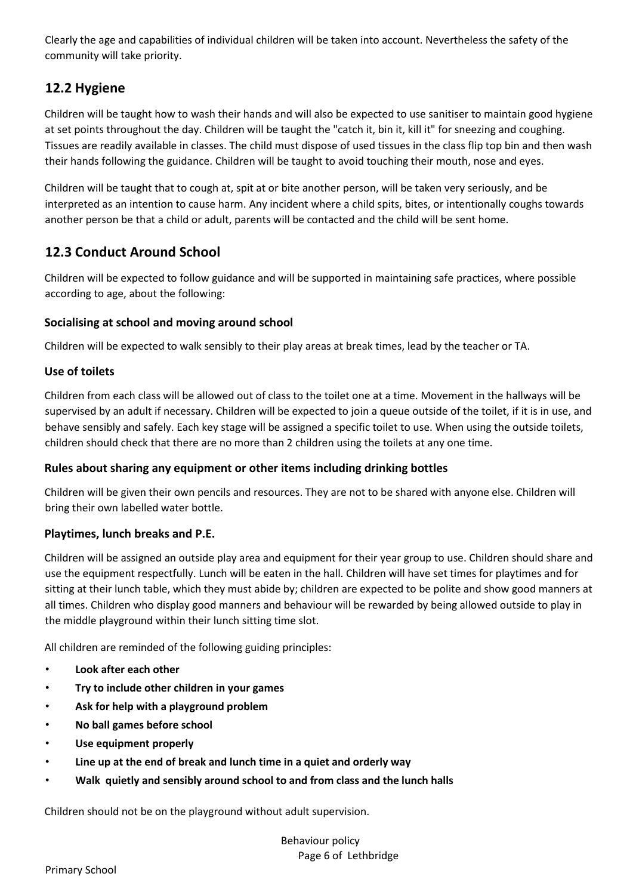Clearly the age and capabilities of individual children will be taken into account. Nevertheless the safety of the community will take priority.

## 12.2 Hygiene

Children will be taught how to wash their hands and will also be expected to use sanitiser to maintain good hygiene at set points throughout the day. Children will be taught the "catch it, bin it, kill it" for sneezing and coughing. Tissues are readily available in classes. The child must dispose of used tissues in the class flip top bin and then wash their hands following the guidance. Children will be taught to avoid touching their mouth, nose and eyes.

Children will be taught that to cough at, spit at or bite another person, will be taken very seriously, and be interpreted as an intention to cause harm. Any incident where a child spits, bites, or intentionally coughs towards another person be that a child or adult, parents will be contacted and the child will be sent home.

## 12.3 Conduct Around School

Children will be expected to follow guidance and will be supported in maintaining safe practices, where possible according to age, about the following:

### Socialising at school and moving around school

Children will be expected to walk sensibly to their play areas at break times, lead by the teacher or TA.

### Use of toilets

Children from each class will be allowed out of class to the toilet one at a time. Movement in the hallways will be supervised by an adult if necessary. Children will be expected to join a queue outside of the toilet, if it is in use, and behave sensibly and safely. Each key stage will be assigned a specific toilet to use. When using the outside toilets, children should check that there are no more than 2 children using the toilets at any one time.

### Rules about sharing any equipment or other items including drinking bottles

Children will be given their own pencils and resources. They are not to be shared with anyone else. Children will bring their own labelled water bottle.

### Playtimes, lunch breaks and P.E.

Children will be assigned an outside play area and equipment for their year group to use. Children should share and use the equipment respectfully. Lunch will be eaten in the hall. Children will have set times for playtimes and for sitting at their lunch table, which they must abide by; children are expected to be polite and show good manners at all times. Children who display good manners and behaviour will be rewarded by being allowed outside to play in the middle playground within their lunch sitting time slot.

All children are reminded of the following guiding principles:

- **Look after each other**
- **Try to include other children in your games**
- **Ask for help with a playground problem**
- **No ball games before school**
- **Use equipment properly**
- **Line up at the end of break and lunch time in a quiet and orderly way**
- **Walk quietly and sensibly around school to and from class and the lunch halls**

Children should not be on the playground without adult supervision.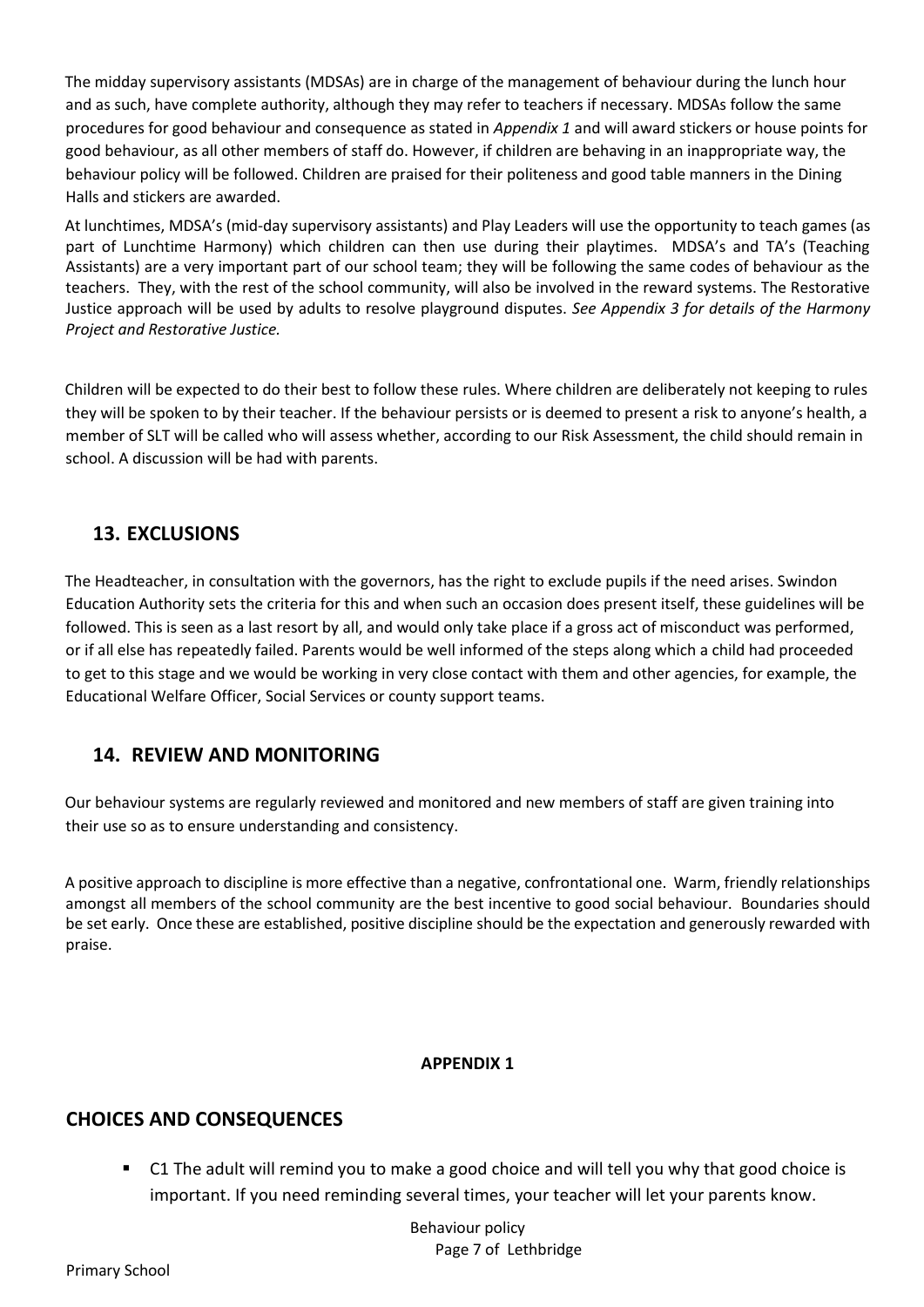The midday supervisory assistants (MDSAs) are in charge of the management of behaviour during the lunch hour and as such, have complete authority, although they may refer to teachers if necessary. MDSAs follow the same procedures for good behaviour and consequence as stated in *Appendix 1* and will award stickers or house points for good behaviour, as all other members of staff do. However, if children are behaving in an inappropriate way, the behaviour policy will be followed. Children are praised for their politeness and good table manners in the Dining Halls and stickers are awarded.

At lunchtimes, MDSA's (mid-day supervisory assistants) and Play Leaders will use the opportunity to teach games (as part of Lunchtime Harmony) which children can then use during their playtimes. MDSA's and TA's (Teaching Assistants) are a very important part of our school team; they will be following the same codes of behaviour as the teachers. They, with the rest of the school community, will also be involved in the reward systems. The Restorative Justice approach will be used by adults to resolve playground disputes. *See Appendix 3 for details of the Harmony Project and Restorative Justice.*

Children will be expected to do their best to follow these rules. Where children are deliberately not keeping to rules they will be spoken to by their teacher. If the behaviour persists or is deemed to present a risk to anyone's health, a member of SLT will be called who will assess whether, according to our Risk Assessment, the child should remain in school. A discussion will be had with parents.

## 13. EXCLUSIONS

The Headteacher, in consultation with the governors, has the right to exclude pupils if the need arises. Swindon Education Authority sets the criteria for this and when such an occasion does present itself, these guidelines will be followed. This is seen as a last resort by all, and would only take place if a gross act of misconduct was performed, or if all else has repeatedly failed. Parents would be well informed of the steps along which a child had proceeded to get to this stage and we would be working in very close contact with them and other agencies, for example, the Educational Welfare Officer, Social Services or county support teams.

## 14. REVIEW AND MONITORING

Our behaviour systems are regularly reviewed and monitored and new members of staff are given training into their use so as to ensure understanding and consistency.

A positive approach to discipline is more effective than a negative, confrontational one. Warm, friendly relationships amongst all members of the school community are the best incentive to good social behaviour. Boundaries should be set early. Once these are established, positive discipline should be the expectation and generously rewarded with praise.

**APPENDIX 1**

## CHOICES AND CONSEQUENCES

- C1 The adult will remind you to make a good choice and will tell you why that good choice is important. If you need reminding several times, your teacher will let your parents know.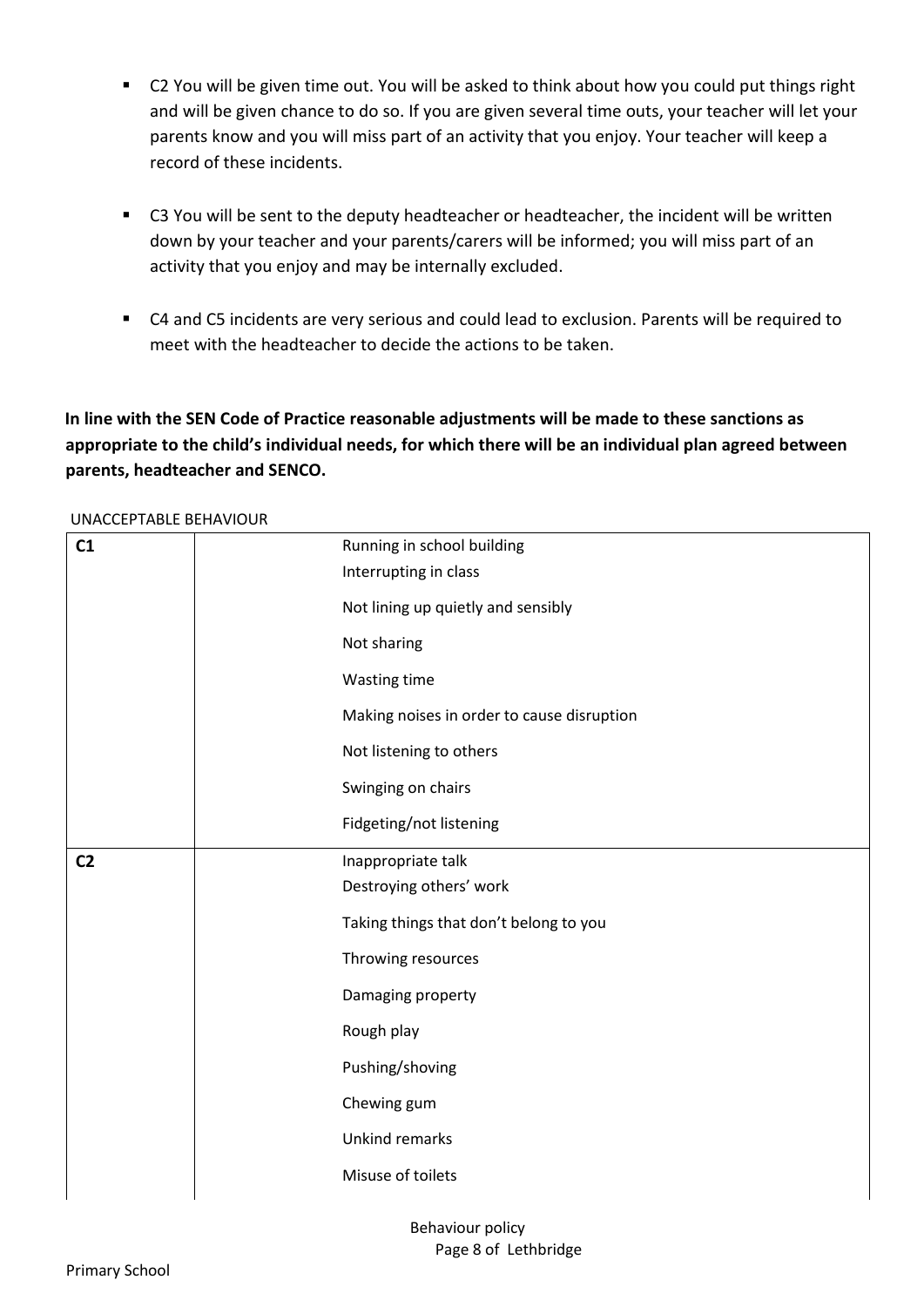- C2 You will be given time out. You will be asked to think about how you could put things right and will be given chance to do so. If you are given several time outs, your teacher will let your parents know and you will miss part of an activity that you enjoy. Your teacher will keep a record of these incidents.

- C3 You will be sent to the deputy headteacher or headteacher, the incident will be written down by your teacher and your parents/carers will be informed; you will miss part of an activity that you enjoy and may be internally excluded.

- C4 and C5 incidents are very serious and could lead to exclusion. Parents will be required to meet with the headteacher to decide the actions to be taken.

**In line with the SEN Code of Practice reasonable adjustments will be made to these sanctions as appropriate to the child's individual needs, for which there will be an individual plan agreed between parents, headteacher and SENCO.**

UNACCEPTABLE BEHAVIOUR

| | |
|---|---|
| **C1** | Running in school building<br>Interrupting in class<br>Not lining up quietly and sensibly<br>Not sharing<br>Wasting time<br>Making noises in order to cause disruption<br>Not listening to others<br>Swinging on chairs<br>Fidgeting/not listening |
| **C2** | Inappropriate talk<br>Destroying others' work<br>Taking things that don't belong to you<br>Throwing resources<br>Damaging property<br>Rough play<br>Pushing/shoving<br>Chewing gum<br>Unkind remarks<br>Misuse of toilets |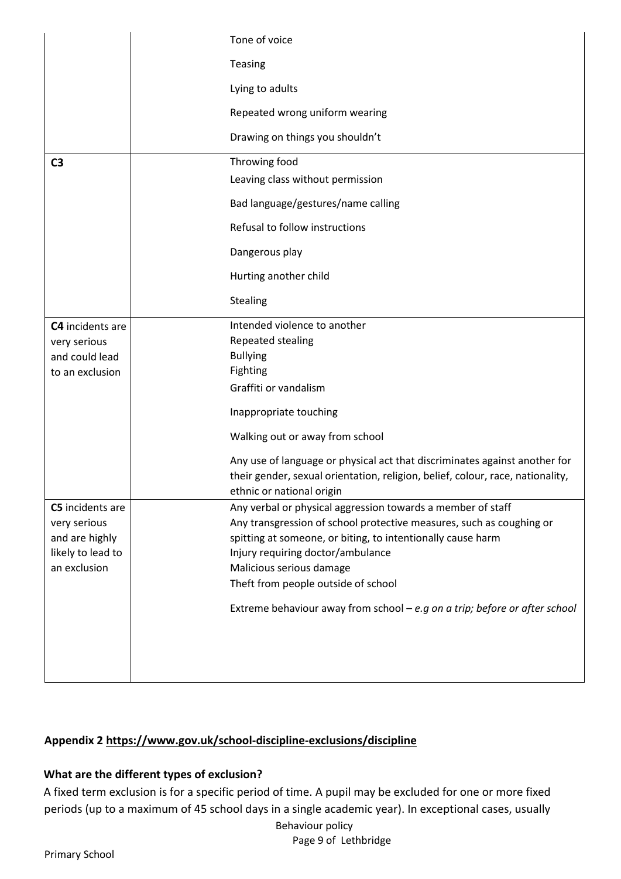| | | |
|---|---|---|
| | | Tone of voice<br>Teasing<br>Lying to adults<br>Repeated wrong uniform wearing<br>Drawing on things you shouldn't |
| **C3** | | Throwing food<br>Leaving class without permission<br>Bad language/gestures/name calling<br>Refusal to follow instructions<br>Dangerous play<br>Hurting another child<br>Stealing |
| **C4** incidents are very serious and could lead to an exclusion | | Intended violence to another<br>Repeated stealing<br>Bullying<br>Fighting<br>Graffiti or vandalism<br>Inappropriate touching<br>Walking out or away from school<br>Any use of language or physical act that discriminates against another for their gender, sexual orientation, religion, belief, colour, race, nationality, ethnic or national origin |
| **C5** incidents are very serious and are highly likely to lead to an exclusion | | Any verbal or physical aggression towards a member of staff<br>Any transgression of school protective measures, such as coughing or spitting at someone, or biting, to intentionally cause harm<br>Injury requiring doctor/ambulance<br>Malicious serious damage<br>Theft from people outside of school<br>Extreme behaviour away from school – *e.g on a trip; before or after school* |

**Appendix 2 https://www.gov.uk/school-discipline-exclusions/discipline**

**What are the different types of exclusion?**

A fixed term exclusion is for a specific period of time. A pupil may be excluded for one or more fixed periods (up to a maximum of 45 school days in a single academic year). In exceptional cases, usually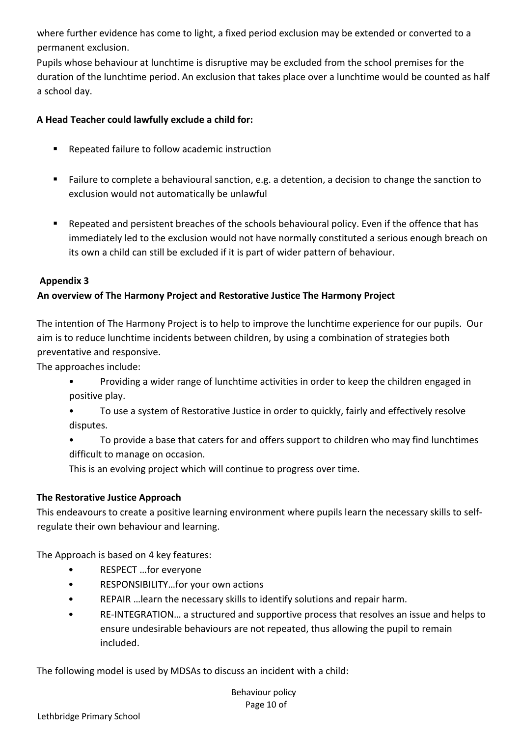where further evidence has come to light, a fixed period exclusion may be extended or converted to a permanent exclusion.

Pupils whose behaviour at lunchtime is disruptive may be excluded from the school premises for the duration of the lunchtime period. An exclusion that takes place over a lunchtime would be counted as half a school day.

**A Head Teacher could lawfully exclude a child for:**

- Repeated failure to follow academic instruction
- Failure to complete a behavioural sanction, e.g. a detention, a decision to change the sanction to exclusion would not automatically be unlawful
- Repeated and persistent breaches of the schools behavioural policy. Even if the offence that has immediately led to the exclusion would not have normally constituted a serious enough breach on its own a child can still be excluded if it is part of wider pattern of behaviour.

## Appendix 3

### An overview of The Harmony Project and Restorative Justice The Harmony Project

The intention of The Harmony Project is to help to improve the lunchtime experience for our pupils. Our aim is to reduce lunchtime incidents between children, by using a combination of strategies both preventative and responsive.

The approaches include:

- Providing a wider range of lunchtime activities in order to keep the children engaged in positive play.
- To use a system of Restorative Justice in order to quickly, fairly and effectively resolve disputes.
- To provide a base that caters for and offers support to children who may find lunchtimes difficult to manage on occasion.

This is an evolving project which will continue to progress over time.

### The Restorative Justice Approach

This endeavours to create a positive learning environment where pupils learn the necessary skills to self-regulate their own behaviour and learning.

The Approach is based on 4 key features:

- RESPECT …for everyone
- RESPONSIBILITY…for your own actions
- REPAIR …learn the necessary skills to identify solutions and repair harm.
- RE-INTEGRATION… a structured and supportive process that resolves an issue and helps to ensure undesirable behaviours are not repeated, thus allowing the pupil to remain included.

The following model is used by MDSAs to discuss an incident with a child: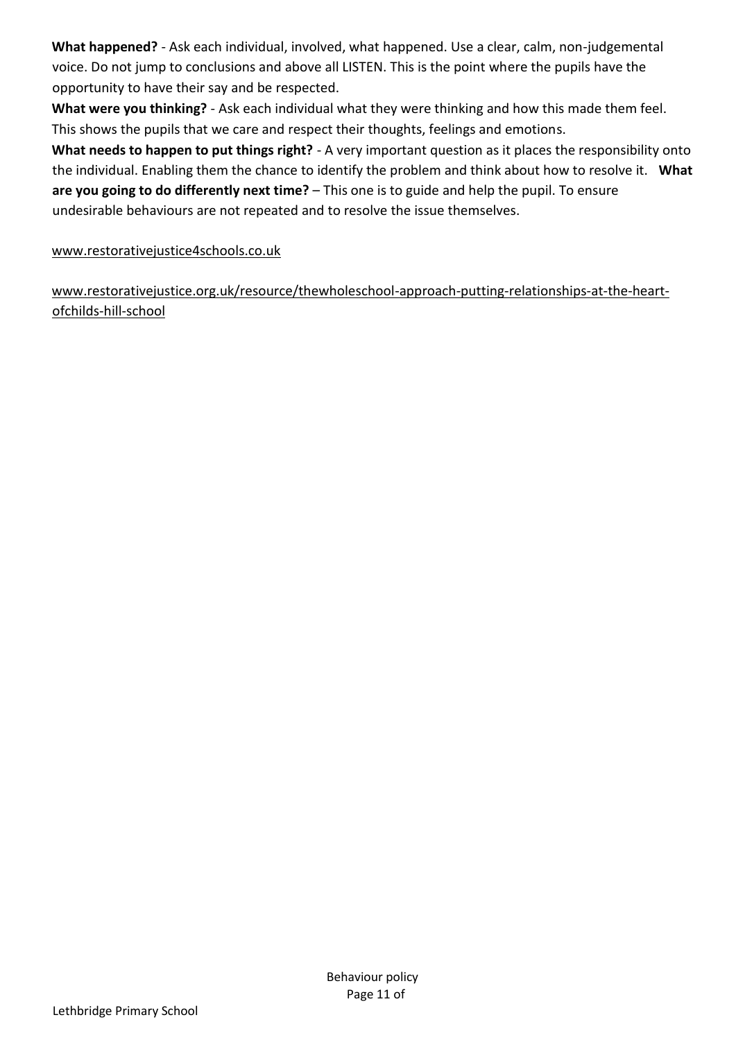**What happened?** - Ask each individual, involved, what happened. Use a clear, calm, non-judgemental voice. Do not jump to conclusions and above all LISTEN. This is the point where the pupils have the opportunity to have their say and be respected.

**What were you thinking?** - Ask each individual what they were thinking and how this made them feel. This shows the pupils that we care and respect their thoughts, feelings and emotions.

**What needs to happen to put things right?** - A very important question as it places the responsibility onto the individual. Enabling them the chance to identify the problem and think about how to resolve it. **What are you going to do differently next time?** – This one is to guide and help the pupil. To ensure undesirable behaviours are not repeated and to resolve the issue themselves.

www.restorativejustice4schools.co.uk

www.restorativejustice.org.uk/resource/thewholeschool-approach-putting-relationships-at-the-heart-ofchilds-hill-school